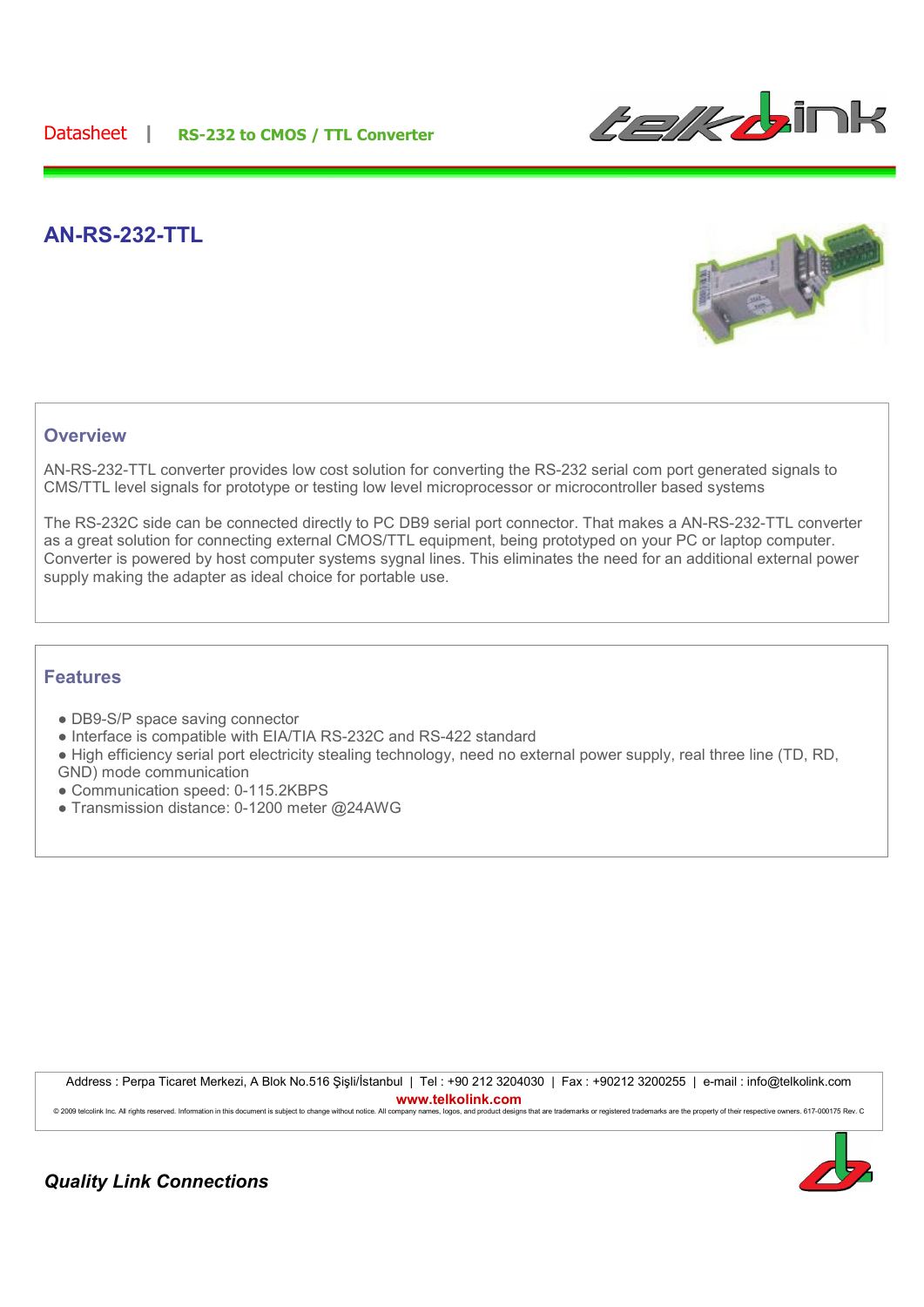Datasheet | **RS-232 to CMOS / TTL Converter**

# AN-RS-232-TTL

## Overview

AN-RS-232-TTL converter provides low cost solution for converting the RS-232 serial com port generated signals to CMS/TTL level signals for prototype or testing low level microprocessor or microcontroller based systems

The RS-232C side can be connected directly to PC DB9 serial port connector. That makes a AN-RS-232-TTL converter as a great solution for connecting external CMOS/TTL equipment, being prototyped on your PC or laptop computer. Converter is powered by host computer systems sygnal lines. This eliminates the need for an additional external power supply making the adapter as ideal choice for portable use.

## Features

- DB9-S/P space saving connector
- Interface is compatible with EIA/TIA RS-232C and RS-422 standard
- High efficiency serial port electricity stealing technology, need no external power supply, real three line (TD, RD, GND) mode communication
- Communication speed: 0-115.2KBPS
- Transmission distance: 0-1200 meter @24AWG

Address : Perpa Ticaret Merkezi, A Blok No.516 Şişli/İstanbul | Tel : +90 212 3204030 | Fax : +90212 3200255 | e-mail : info@telkolink.com
**www.telkolink.com**
© 2009 telcolink Inc. All rights reserved. Information in this document is subject to change without notice. All company names, logos, and product designs that are trademarks or registered trademarks are the property of their respective owners. 617-000175 Rev. C

***Quality Link Connections***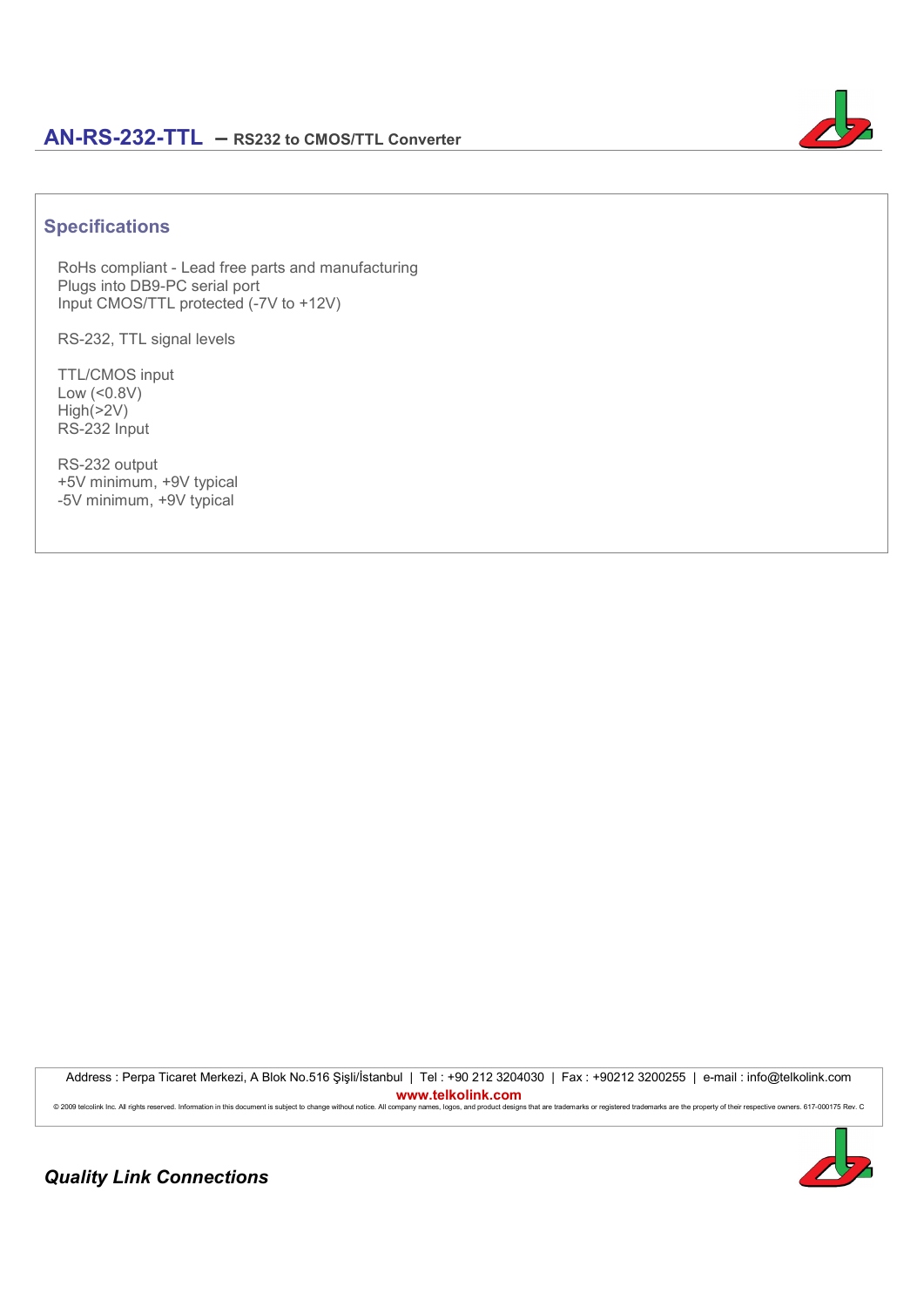## Specifications

RoHs compliant - Lead free parts and manufacturing
Plugs into DB9-PC serial port
Input CMOS/TTL protected (-7V to +12V)

RS-232, TTL signal levels

TTL/CMOS input
Low (<0.8V)
High(>2V)
RS-232 Input

RS-232 output
+5V minimum, +9V typical
-5V minimum, +9V typical

Address : Perpa Ticaret Merkezi, A Blok No.516 Şişli/İstanbul | Tel : +90 212 3204030 | Fax : +90212 3200255 | e-mail : info@telkolink.com
**www.telkolink.com**
© 2009 telcolink Inc. All rights reserved. Information in this document is subject to change without notice. All company names, logos, and product designs that are trademarks or registered trademarks are the property of their respective owners. 617-000175 Rev. C

***Quality Link Connections***